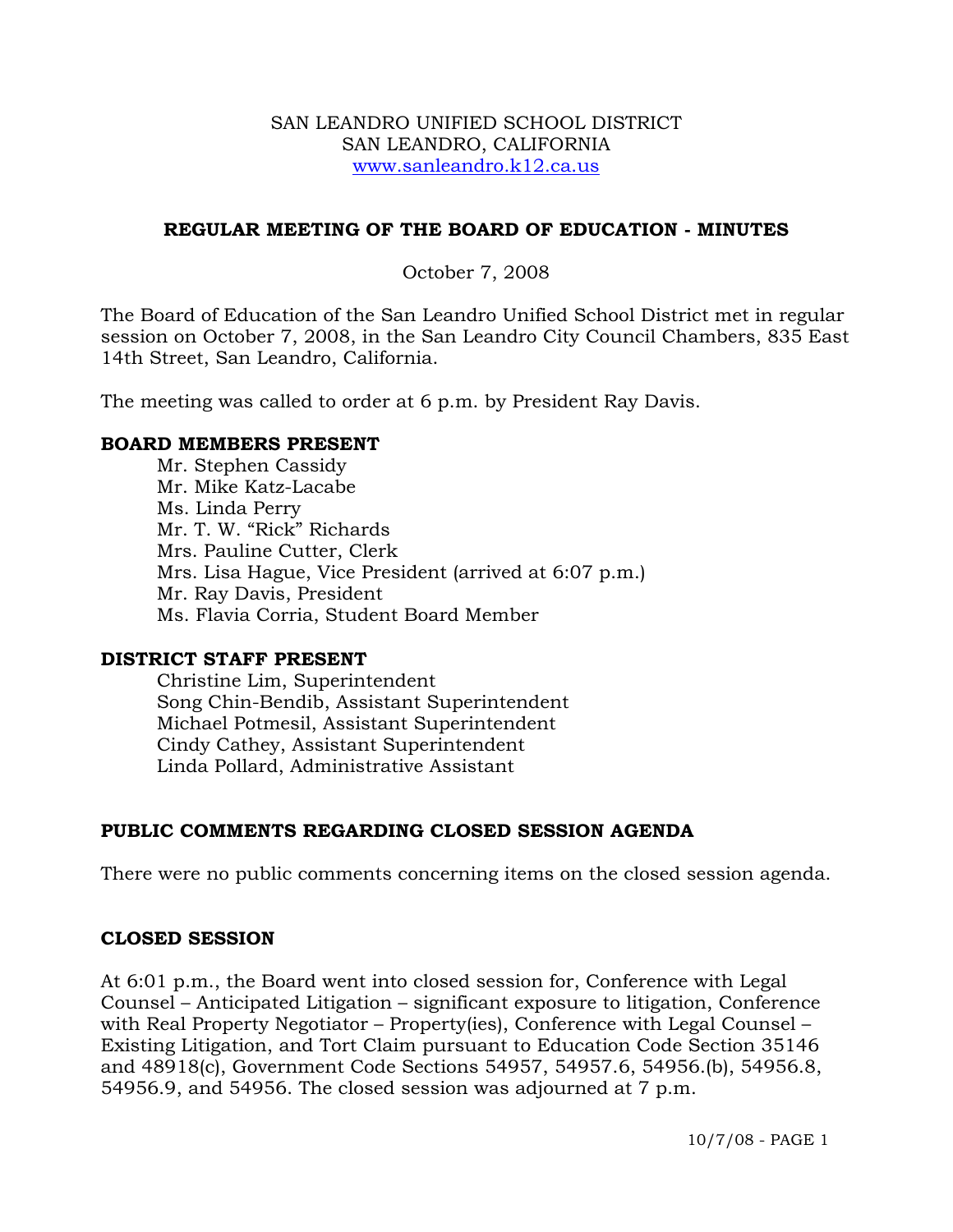SAN LEANDRO UNIFIED SCHOOL DISTRICT
SAN LEANDRO, CALIFORNIA
www.sanleandro.k12.ca.us

## REGULAR MEETING OF THE BOARD OF EDUCATION - MINUTES

October 7, 2008

The Board of Education of the San Leandro Unified School District met in regular session on October 7, 2008, in the San Leandro City Council Chambers, 835 East 14th Street, San Leandro, California.

The meeting was called to order at 6 p.m. by President Ray Davis.

### BOARD MEMBERS PRESENT

Mr. Stephen Cassidy
Mr. Mike Katz-Lacabe
Ms. Linda Perry
Mr. T. W. "Rick" Richards
Mrs. Pauline Cutter, Clerk
Mrs. Lisa Hague, Vice President (arrived at 6:07 p.m.)
Mr. Ray Davis, President
Ms. Flavia Corria, Student Board Member

### DISTRICT STAFF PRESENT

Christine Lim, Superintendent
Song Chin-Bendib, Assistant Superintendent
Michael Potmesil, Assistant Superintendent
Cindy Cathey, Assistant Superintendent
Linda Pollard, Administrative Assistant

### PUBLIC COMMENTS REGARDING CLOSED SESSION AGENDA

There were no public comments concerning items on the closed session agenda.

### CLOSED SESSION

At 6:01 p.m., the Board went into closed session for, Conference with Legal Counsel – Anticipated Litigation – significant exposure to litigation, Conference with Real Property Negotiator – Property(ies), Conference with Legal Counsel – Existing Litigation, and Tort Claim pursuant to Education Code Section 35146 and 48918(c), Government Code Sections 54957, 54957.6, 54956.(b), 54956.8, 54956.9, and 54956. The closed session was adjourned at 7 p.m.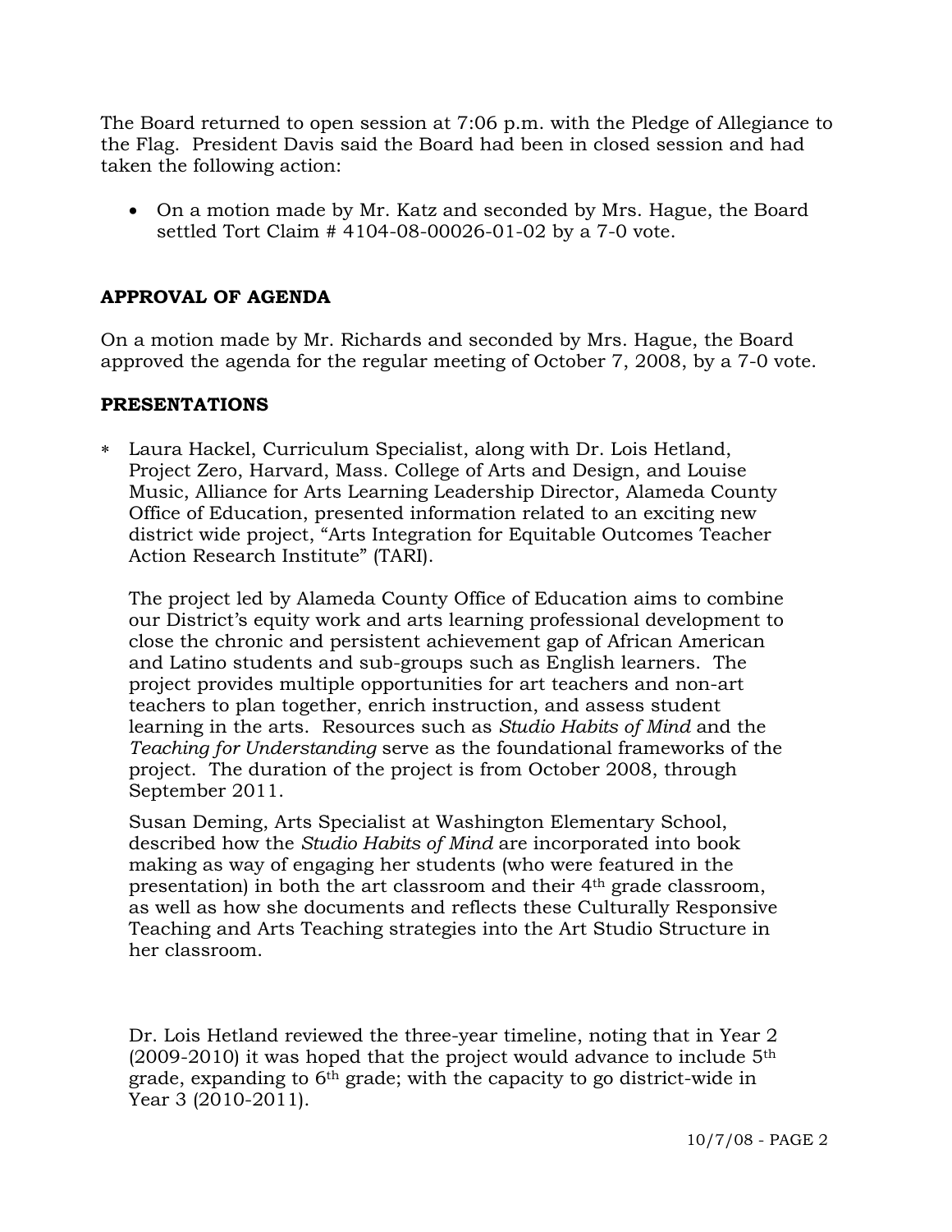The Board returned to open session at 7:06 p.m. with the Pledge of Allegiance to the Flag. President Davis said the Board had been in closed session and had taken the following action:

- On a motion made by Mr. Katz and seconded by Mrs. Hague, the Board settled Tort Claim # 4104-08-00026-01-02 by a 7-0 vote.

## APPROVAL OF AGENDA

On a motion made by Mr. Richards and seconded by Mrs. Hague, the Board approved the agenda for the regular meeting of October 7, 2008, by a 7-0 vote.

## PRESENTATIONS

- Laura Hackel, Curriculum Specialist, along with Dr. Lois Hetland, Project Zero, Harvard, Mass. College of Arts and Design, and Louise Music, Alliance for Arts Learning Leadership Director, Alameda County Office of Education, presented information related to an exciting new district wide project, "Arts Integration for Equitable Outcomes Teacher Action Research Institute" (TARI).

  The project led by Alameda County Office of Education aims to combine our District's equity work and arts learning professional development to close the chronic and persistent achievement gap of African American and Latino students and sub-groups such as English learners. The project provides multiple opportunities for art teachers and non-art teachers to plan together, enrich instruction, and assess student learning in the arts. Resources such as *Studio Habits of Mind* and the *Teaching for Understanding* serve as the foundational frameworks of the project. The duration of the project is from October 2008, through September 2011.

  Susan Deming, Arts Specialist at Washington Elementary School, described how the *Studio Habits of Mind* are incorporated into book making as way of engaging her students (who were featured in the presentation) in both the art classroom and their 4th grade classroom, as well as how she documents and reflects these Culturally Responsive Teaching and Arts Teaching strategies into the Art Studio Structure in her classroom.

  Dr. Lois Hetland reviewed the three-year timeline, noting that in Year 2 (2009-2010) it was hoped that the project would advance to include 5th grade, expanding to 6th grade; with the capacity to go district-wide in Year 3 (2010-2011).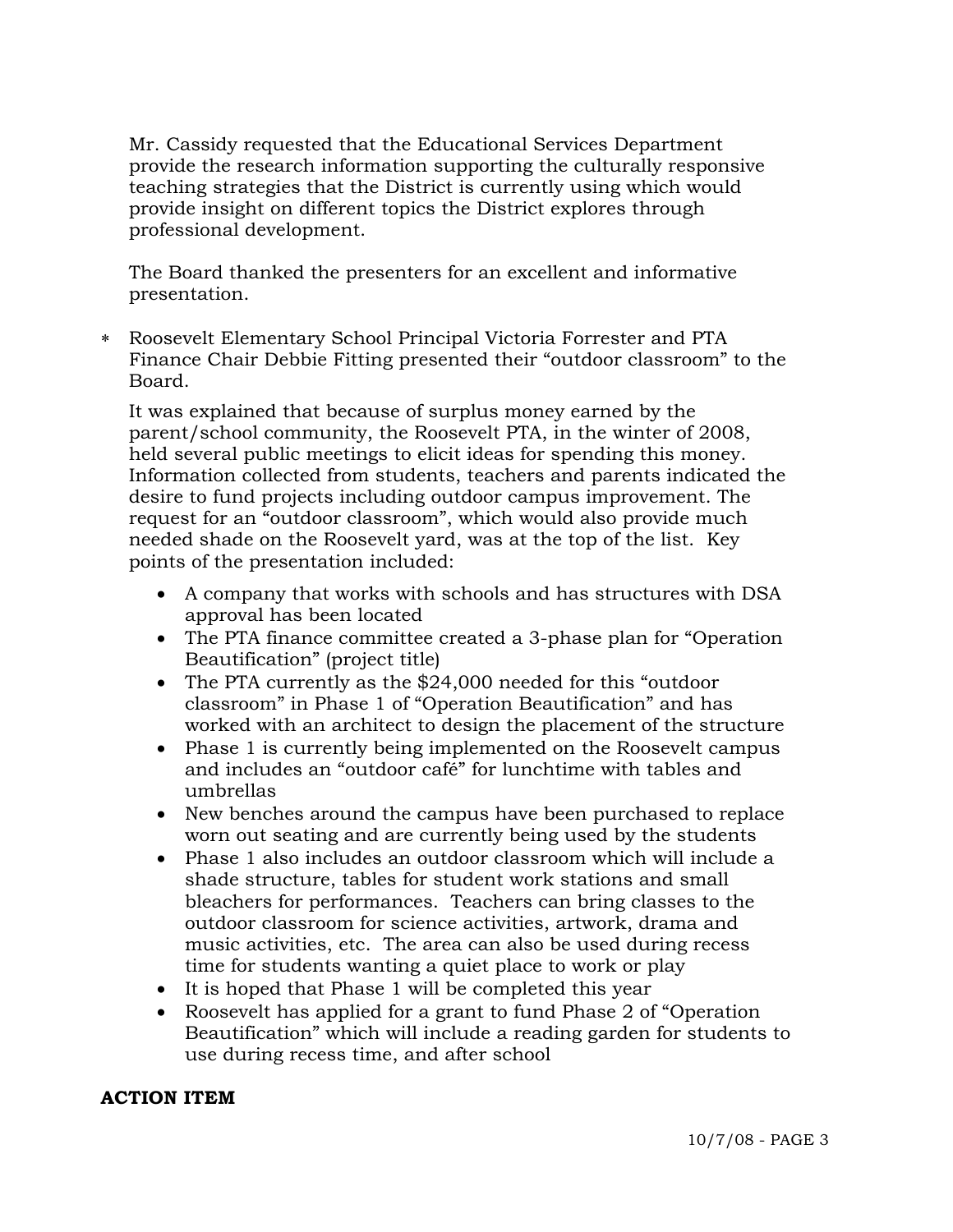Mr. Cassidy requested that the Educational Services Department provide the research information supporting the culturally responsive teaching strategies that the District is currently using which would provide insight on different topics the District explores through professional development.

The Board thanked the presenters for an excellent and informative presentation.

* Roosevelt Elementary School Principal Victoria Forrester and PTA Finance Chair Debbie Fitting presented their “outdoor classroom” to the Board.

  It was explained that because of surplus money earned by the parent/school community, the Roosevelt PTA, in the winter of 2008, held several public meetings to elicit ideas for spending this money. Information collected from students, teachers and parents indicated the desire to fund projects including outdoor campus improvement. The request for an “outdoor classroom”, which would also provide much needed shade on the Roosevelt yard, was at the top of the list. Key points of the presentation included:

  - A company that works with schools and has structures with DSA approval has been located
  - The PTA finance committee created a 3-phase plan for “Operation Beautification” (project title)
  - The PTA currently as the $24,000 needed for this “outdoor classroom” in Phase 1 of “Operation Beautification” and has worked with an architect to design the placement of the structure
  - Phase 1 is currently being implemented on the Roosevelt campus and includes an “outdoor café” for lunchtime with tables and umbrellas
  - New benches around the campus have been purchased to replace worn out seating and are currently being used by the students
  - Phase 1 also includes an outdoor classroom which will include a shade structure, tables for student work stations and small bleachers for performances. Teachers can bring classes to the outdoor classroom for science activities, artwork, drama and music activities, etc. The area can also be used during recess time for students wanting a quiet place to work or play
  - It is hoped that Phase 1 will be completed this year
  - Roosevelt has applied for a grant to fund Phase 2 of “Operation Beautification” which will include a reading garden for students to use during recess time, and after school

**ACTION ITEM**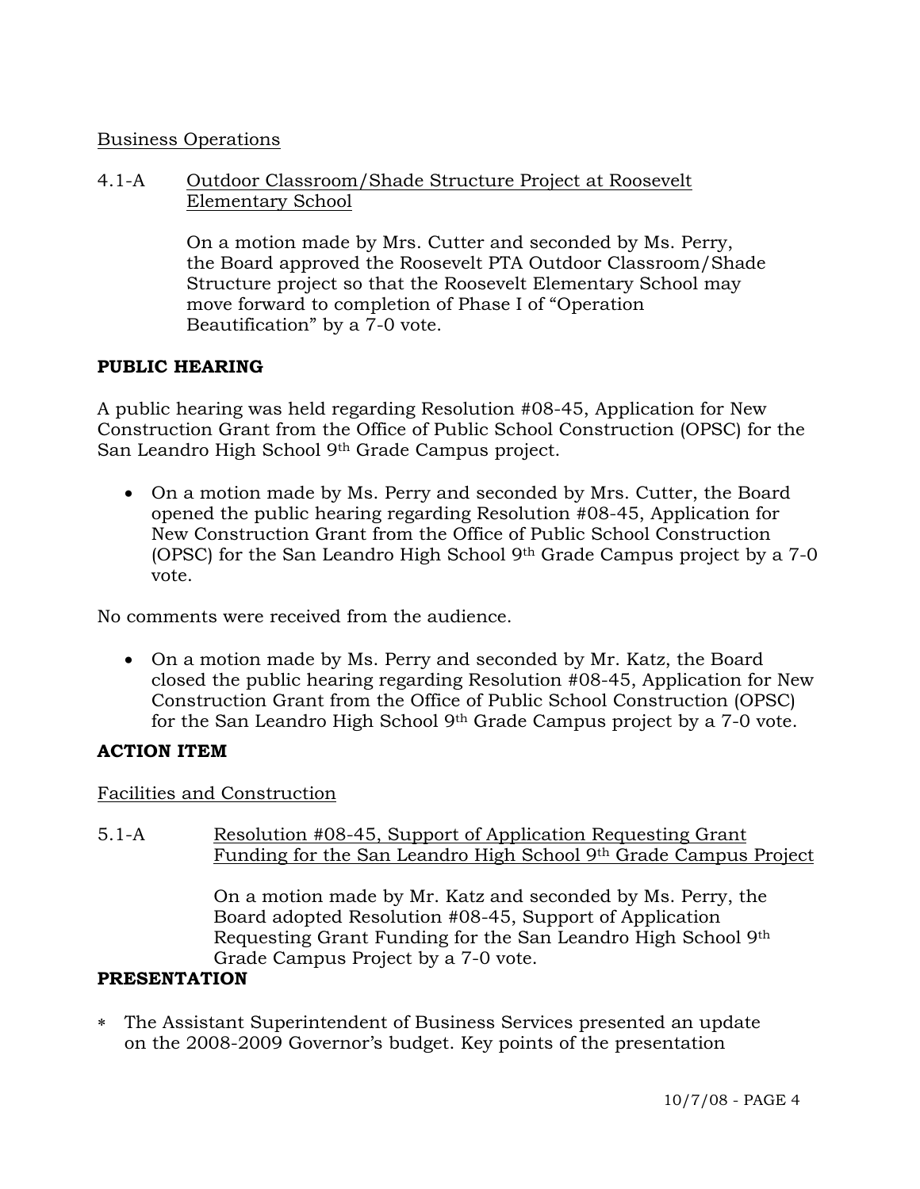Business Operations

4.1-A Outdoor Classroom/Shade Structure Project at Roosevelt Elementary School

On a motion made by Mrs. Cutter and seconded by Ms. Perry, the Board approved the Roosevelt PTA Outdoor Classroom/Shade Structure project so that the Roosevelt Elementary School may move forward to completion of Phase I of "Operation Beautification" by a 7-0 vote.

**PUBLIC HEARING**

A public hearing was held regarding Resolution #08-45, Application for New Construction Grant from the Office of Public School Construction (OPSC) for the San Leandro High School 9th Grade Campus project.

- On a motion made by Ms. Perry and seconded by Mrs. Cutter, the Board opened the public hearing regarding Resolution #08-45, Application for New Construction Grant from the Office of Public School Construction (OPSC) for the San Leandro High School 9th Grade Campus project by a 7-0 vote.

No comments were received from the audience.

- On a motion made by Ms. Perry and seconded by Mr. Katz, the Board closed the public hearing regarding Resolution #08-45, Application for New Construction Grant from the Office of Public School Construction (OPSC) for the San Leandro High School 9th Grade Campus project by a 7-0 vote.

**ACTION ITEM**

Facilities and Construction

5.1-A Resolution #08-45, Support of Application Requesting Grant Funding for the San Leandro High School 9th Grade Campus Project

On a motion made by Mr. Katz and seconded by Ms. Perry, the Board adopted Resolution #08-45, Support of Application Requesting Grant Funding for the San Leandro High School 9th Grade Campus Project by a 7-0 vote.

**PRESENTATION**

* The Assistant Superintendent of Business Services presented an update on the 2008-2009 Governor's budget. Key points of the presentation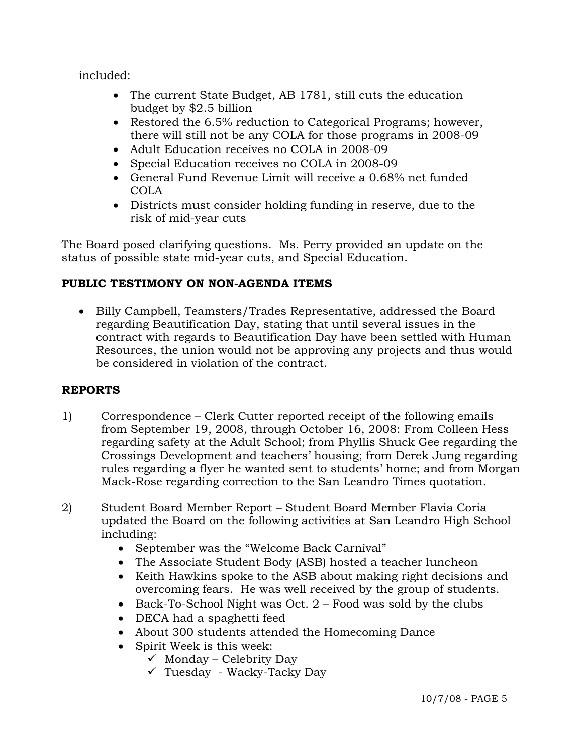included:

- The current State Budget, AB 1781, still cuts the education budget by $2.5 billion
- Restored the 6.5% reduction to Categorical Programs; however, there will still not be any COLA for those programs in 2008-09
- Adult Education receives no COLA in 2008-09
- Special Education receives no COLA in 2008-09
- General Fund Revenue Limit will receive a 0.68% net funded COLA
- Districts must consider holding funding in reserve, due to the risk of mid-year cuts

The Board posed clarifying questions. Ms. Perry provided an update on the status of possible state mid-year cuts, and Special Education.

**PUBLIC TESTIMONY ON NON-AGENDA ITEMS**

- Billy Campbell, Teamsters/Trades Representative, addressed the Board regarding Beautification Day, stating that until several issues in the contract with regards to Beautification Day have been settled with Human Resources, the union would not be approving any projects and thus would be considered in violation of the contract.

**REPORTS**

1) Correspondence – Clerk Cutter reported receipt of the following emails from September 19, 2008, through October 16, 2008: From Colleen Hess regarding safety at the Adult School; from Phyllis Shuck Gee regarding the Crossings Development and teachers' housing; from Derek Jung regarding rules regarding a flyer he wanted sent to students' home; and from Morgan Mack-Rose regarding correction to the San Leandro Times quotation.

2) Student Board Member Report – Student Board Member Flavia Coria updated the Board on the following activities at San Leandro High School including:
   - September was the "Welcome Back Carnival"
   - The Associate Student Body (ASB) hosted a teacher luncheon
   - Keith Hawkins spoke to the ASB about making right decisions and overcoming fears. He was well received by the group of students.
   - Back-To-School Night was Oct. 2 – Food was sold by the clubs
   - DECA had a spaghetti feed
   - About 300 students attended the Homecoming Dance
   - Spirit Week is this week:
     - ✓ Monday – Celebrity Day
     - ✓ Tuesday - Wacky-Tacky Day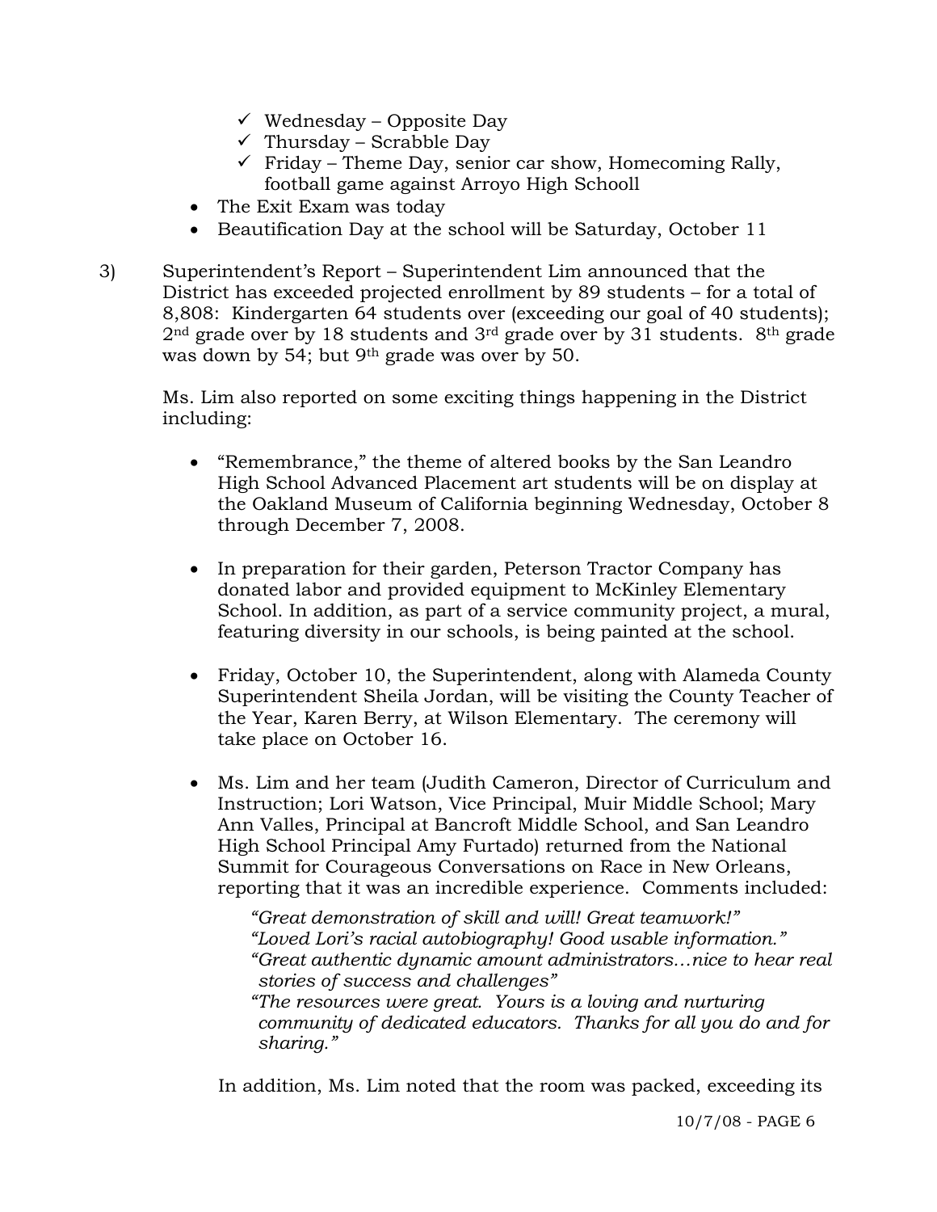- ✓ Wednesday – Opposite Day
  - ✓ Thursday – Scrabble Day
  - ✓ Friday – Theme Day, senior car show, Homecoming Rally, football game against Arroyo High Schooll
- The Exit Exam was today
- Beautification Day at the school will be Saturday, October 11

3) Superintendent's Report – Superintendent Lim announced that the District has exceeded projected enrollment by 89 students – for a total of 8,808: Kindergarten 64 students over (exceeding our goal of 40 students); 2nd grade over by 18 students and 3rd grade over by 31 students. 8th grade was down by 54; but 9th grade was over by 50.

Ms. Lim also reported on some exciting things happening in the District including:

- "Remembrance," the theme of altered books by the San Leandro High School Advanced Placement art students will be on display at the Oakland Museum of California beginning Wednesday, October 8 through December 7, 2008.

- In preparation for their garden, Peterson Tractor Company has donated labor and provided equipment to McKinley Elementary School. In addition, as part of a service community project, a mural, featuring diversity in our schools, is being painted at the school.

- Friday, October 10, the Superintendent, along with Alameda County Superintendent Sheila Jordan, will be visiting the County Teacher of the Year, Karen Berry, at Wilson Elementary. The ceremony will take place on October 16.

- Ms. Lim and her team (Judith Cameron, Director of Curriculum and Instruction; Lori Watson, Vice Principal, Muir Middle School; Mary Ann Valles, Principal at Bancroft Middle School, and San Leandro High School Principal Amy Furtado) returned from the National Summit for Courageous Conversations on Race in New Orleans, reporting that it was an incredible experience. Comments included:

  *"Great demonstration of skill and will! Great teamwork!"*
  *"Loved Lori's racial autobiography! Good usable information."*
  *"Great authentic dynamic amount administrators…nice to hear real stories of success and challenges"*
  *"The resources were great. Yours is a loving and nurturing community of dedicated educators. Thanks for all you do and for sharing."*

In addition, Ms. Lim noted that the room was packed, exceeding its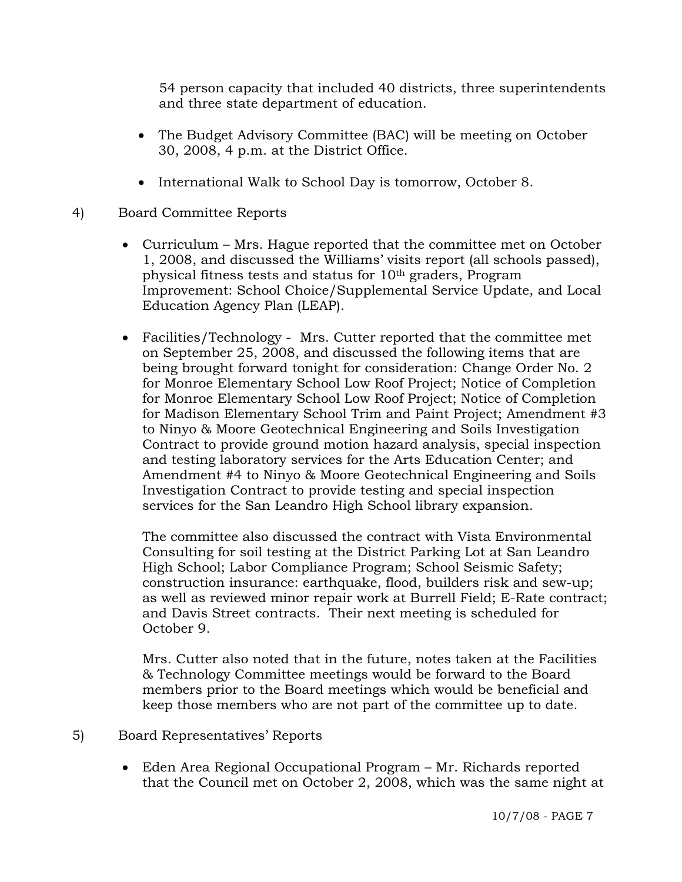54 person capacity that included 40 districts, three superintendents and three state department of education.

- The Budget Advisory Committee (BAC) will be meeting on October 30, 2008, 4 p.m. at the District Office.
- International Walk to School Day is tomorrow, October 8.

4) Board Committee Reports

- Curriculum – Mrs. Hague reported that the committee met on October 1, 2008, and discussed the Williams' visits report (all schools passed), physical fitness tests and status for 10th graders, Program Improvement: School Choice/Supplemental Service Update, and Local Education Agency Plan (LEAP).
- Facilities/Technology - Mrs. Cutter reported that the committee met on September 25, 2008, and discussed the following items that are being brought forward tonight for consideration: Change Order No. 2 for Monroe Elementary School Low Roof Project; Notice of Completion for Monroe Elementary School Low Roof Project; Notice of Completion for Madison Elementary School Trim and Paint Project; Amendment #3 to Ninyo & Moore Geotechnical Engineering and Soils Investigation Contract to provide ground motion hazard analysis, special inspection and testing laboratory services for the Arts Education Center; and Amendment #4 to Ninyo & Moore Geotechnical Engineering and Soils Investigation Contract to provide testing and special inspection services for the San Leandro High School library expansion.

  The committee also discussed the contract with Vista Environmental Consulting for soil testing at the District Parking Lot at San Leandro High School; Labor Compliance Program; School Seismic Safety; construction insurance: earthquake, flood, builders risk and sew-up; as well as reviewed minor repair work at Burrell Field; E-Rate contract; and Davis Street contracts. Their next meeting is scheduled for October 9.

  Mrs. Cutter also noted that in the future, notes taken at the Facilities & Technology Committee meetings would be forward to the Board members prior to the Board meetings which would be beneficial and keep those members who are not part of the committee up to date.

5) Board Representatives' Reports

- Eden Area Regional Occupational Program – Mr. Richards reported that the Council met on October 2, 2008, which was the same night at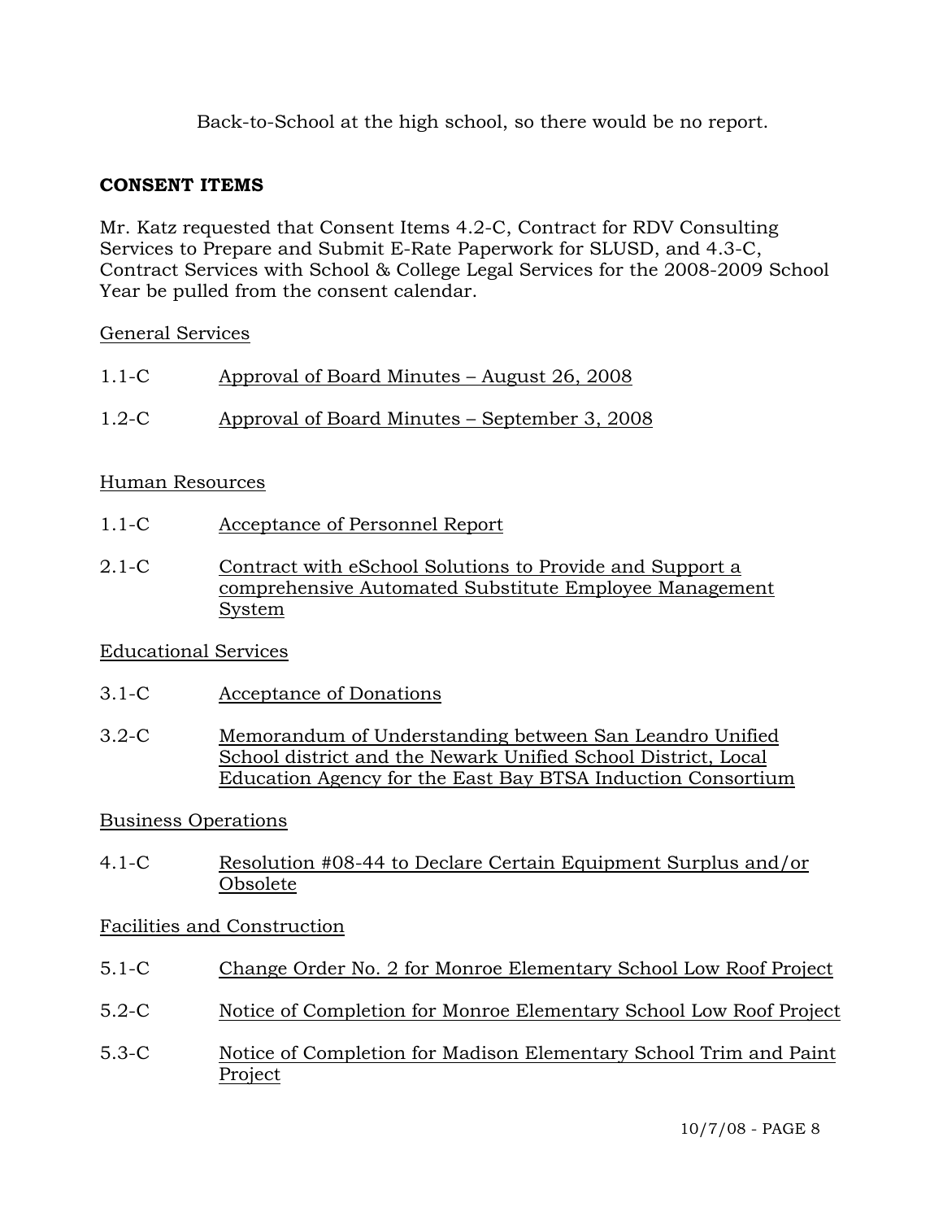Back-to-School at the high school, so there would be no report.

## CONSENT ITEMS

Mr. Katz requested that Consent Items 4.2-C, Contract for RDV Consulting Services to Prepare and Submit E-Rate Paperwork for SLUSD, and 4.3-C, Contract Services with School & College Legal Services for the 2008-2009 School Year be pulled from the consent calendar.

General Services

1.1-C Approval of Board Minutes – August 26, 2008

1.2-C Approval of Board Minutes – September 3, 2008

Human Resources

1.1-C Acceptance of Personnel Report

2.1-C Contract with eSchool Solutions to Provide and Support a comprehensive Automated Substitute Employee Management System

Educational Services

3.1-C Acceptance of Donations

3.2-C Memorandum of Understanding between San Leandro Unified School district and the Newark Unified School District, Local Education Agency for the East Bay BTSA Induction Consortium

Business Operations

4.1-C Resolution #08-44 to Declare Certain Equipment Surplus and/or Obsolete

Facilities and Construction

5.1-C Change Order No. 2 for Monroe Elementary School Low Roof Project

5.2-C Notice of Completion for Monroe Elementary School Low Roof Project

5.3-C Notice of Completion for Madison Elementary School Trim and Paint Project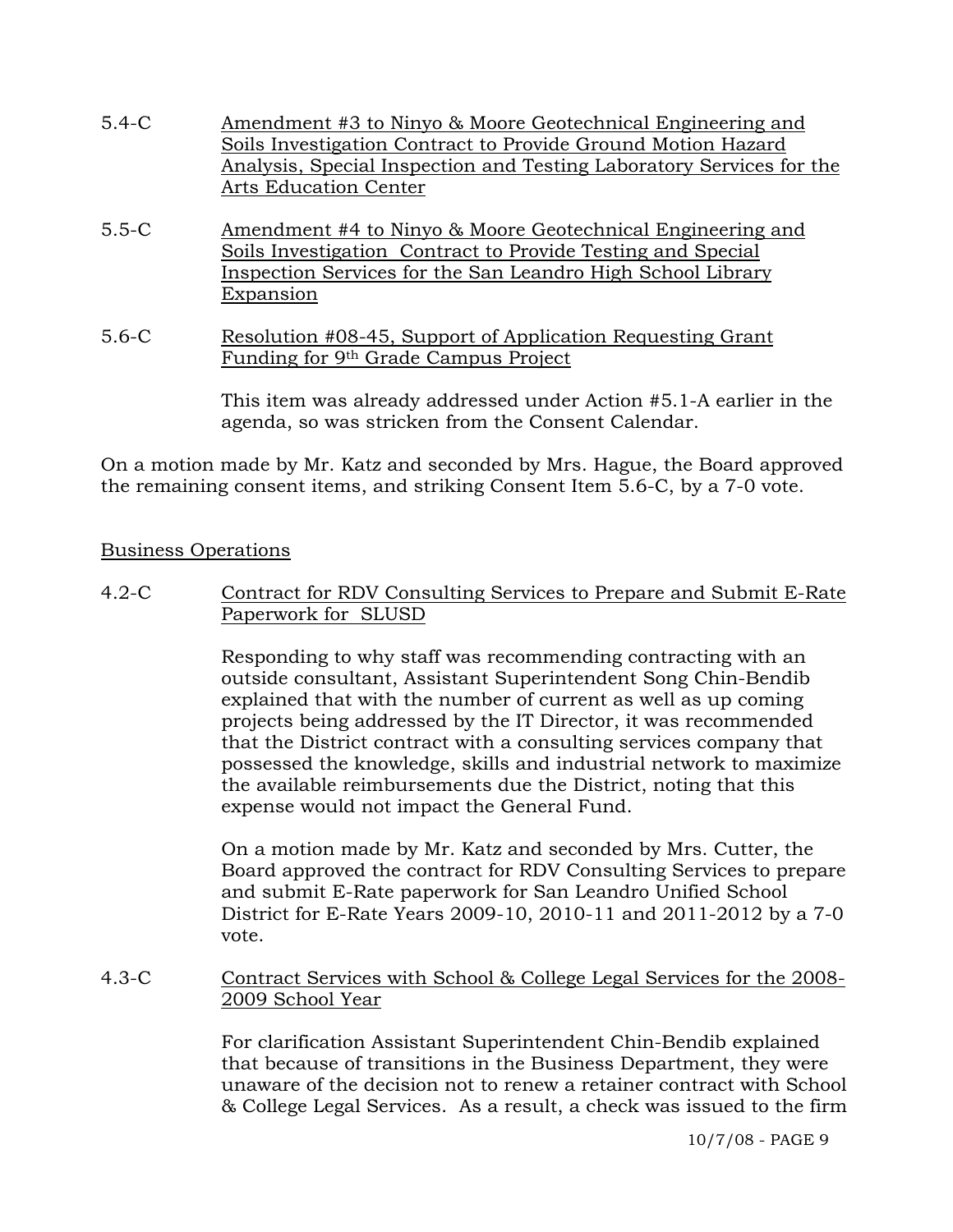5.4-C Amendment #3 to Ninyo & Moore Geotechnical Engineering and Soils Investigation Contract to Provide Ground Motion Hazard Analysis, Special Inspection and Testing Laboratory Services for the Arts Education Center

5.5-C Amendment #4 to Ninyo & Moore Geotechnical Engineering and Soils Investigation Contract to Provide Testing and Special Inspection Services for the San Leandro High School Library Expansion

5.6-C Resolution #08-45, Support of Application Requesting Grant Funding for 9th Grade Campus Project

This item was already addressed under Action #5.1-A earlier in the agenda, so was stricken from the Consent Calendar.

On a motion made by Mr. Katz and seconded by Mrs. Hague, the Board approved the remaining consent items, and striking Consent Item 5.6-C, by a 7-0 vote.

Business Operations

4.2-C Contract for RDV Consulting Services to Prepare and Submit E-Rate Paperwork for SLUSD

Responding to why staff was recommending contracting with an outside consultant, Assistant Superintendent Song Chin-Bendib explained that with the number of current as well as up coming projects being addressed by the IT Director, it was recommended that the District contract with a consulting services company that possessed the knowledge, skills and industrial network to maximize the available reimbursements due the District, noting that this expense would not impact the General Fund.

On a motion made by Mr. Katz and seconded by Mrs. Cutter, the Board approved the contract for RDV Consulting Services to prepare and submit E-Rate paperwork for San Leandro Unified School District for E-Rate Years 2009-10, 2010-11 and 2011-2012 by a 7-0 vote.

4.3-C Contract Services with School & College Legal Services for the 2008-2009 School Year

For clarification Assistant Superintendent Chin-Bendib explained that because of transitions in the Business Department, they were unaware of the decision not to renew a retainer contract with School & College Legal Services. As a result, a check was issued to the firm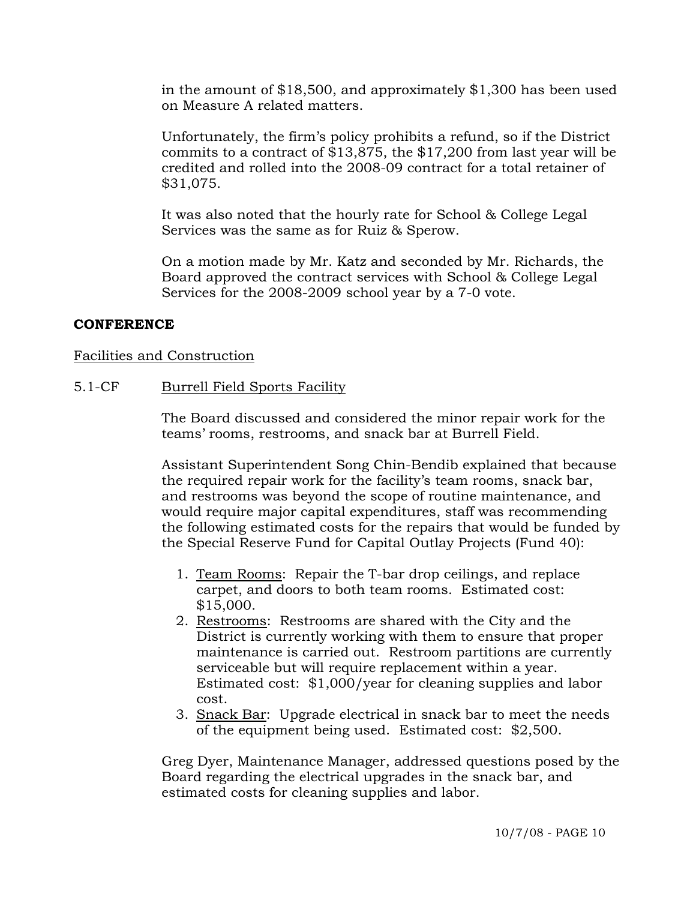in the amount of $18,500, and approximately $1,300 has been used on Measure A related matters.

Unfortunately, the firm's policy prohibits a refund, so if the District commits to a contract of $13,875, the $17,200 from last year will be credited and rolled into the 2008-09 contract for a total retainer of $31,075.

It was also noted that the hourly rate for School & College Legal Services was the same as for Ruiz & Sperow.

On a motion made by Mr. Katz and seconded by Mr. Richards, the Board approved the contract services with School & College Legal Services for the 2008-2009 school year by a 7-0 vote.

**CONFERENCE**

Facilities and Construction

5.1-CF Burrell Field Sports Facility

The Board discussed and considered the minor repair work for the teams' rooms, restrooms, and snack bar at Burrell Field.

Assistant Superintendent Song Chin-Bendib explained that because the required repair work for the facility's team rooms, snack bar, and restrooms was beyond the scope of routine maintenance, and would require major capital expenditures, staff was recommending the following estimated costs for the repairs that would be funded by the Special Reserve Fund for Capital Outlay Projects (Fund 40):

1. Team Rooms: Repair the T-bar drop ceilings, and replace carpet, and doors to both team rooms. Estimated cost: $15,000.
2. Restrooms: Restrooms are shared with the City and the District is currently working with them to ensure that proper maintenance is carried out. Restroom partitions are currently serviceable but will require replacement within a year. Estimated cost: $1,000/year for cleaning supplies and labor cost.
3. Snack Bar: Upgrade electrical in snack bar to meet the needs of the equipment being used. Estimated cost: $2,500.

Greg Dyer, Maintenance Manager, addressed questions posed by the Board regarding the electrical upgrades in the snack bar, and estimated costs for cleaning supplies and labor.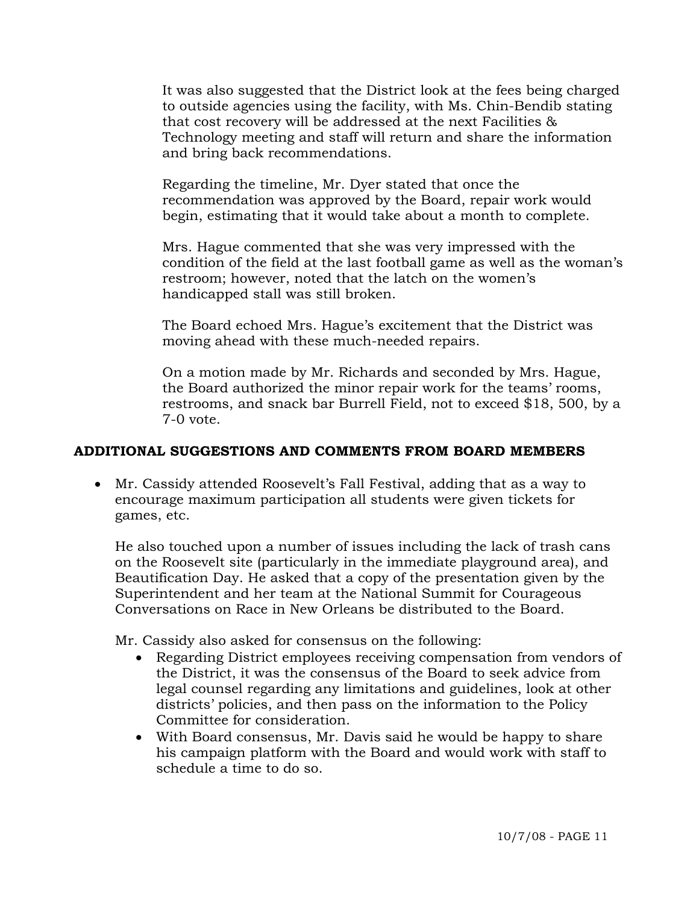It was also suggested that the District look at the fees being charged to outside agencies using the facility, with Ms. Chin-Bendib stating that cost recovery will be addressed at the next Facilities & Technology meeting and staff will return and share the information and bring back recommendations.

Regarding the timeline, Mr. Dyer stated that once the recommendation was approved by the Board, repair work would begin, estimating that it would take about a month to complete.

Mrs. Hague commented that she was very impressed with the condition of the field at the last football game as well as the woman's restroom; however, noted that the latch on the women's handicapped stall was still broken.

The Board echoed Mrs. Hague's excitement that the District was moving ahead with these much-needed repairs.

On a motion made by Mr. Richards and seconded by Mrs. Hague, the Board authorized the minor repair work for the teams' rooms, restrooms, and snack bar Burrell Field, not to exceed $18, 500, by a 7-0 vote.

## ADDITIONAL SUGGESTIONS AND COMMENTS FROM BOARD MEMBERS

- Mr. Cassidy attended Roosevelt's Fall Festival, adding that as a way to encourage maximum participation all students were given tickets for games, etc.

  He also touched upon a number of issues including the lack of trash cans on the Roosevelt site (particularly in the immediate playground area), and Beautification Day. He asked that a copy of the presentation given by the Superintendent and her team at the National Summit for Courageous Conversations on Race in New Orleans be distributed to the Board.

  Mr. Cassidy also asked for consensus on the following:

  - Regarding District employees receiving compensation from vendors of the District, it was the consensus of the Board to seek advice from legal counsel regarding any limitations and guidelines, look at other districts' policies, and then pass on the information to the Policy Committee for consideration.
  - With Board consensus, Mr. Davis said he would be happy to share his campaign platform with the Board and would work with staff to schedule a time to do so.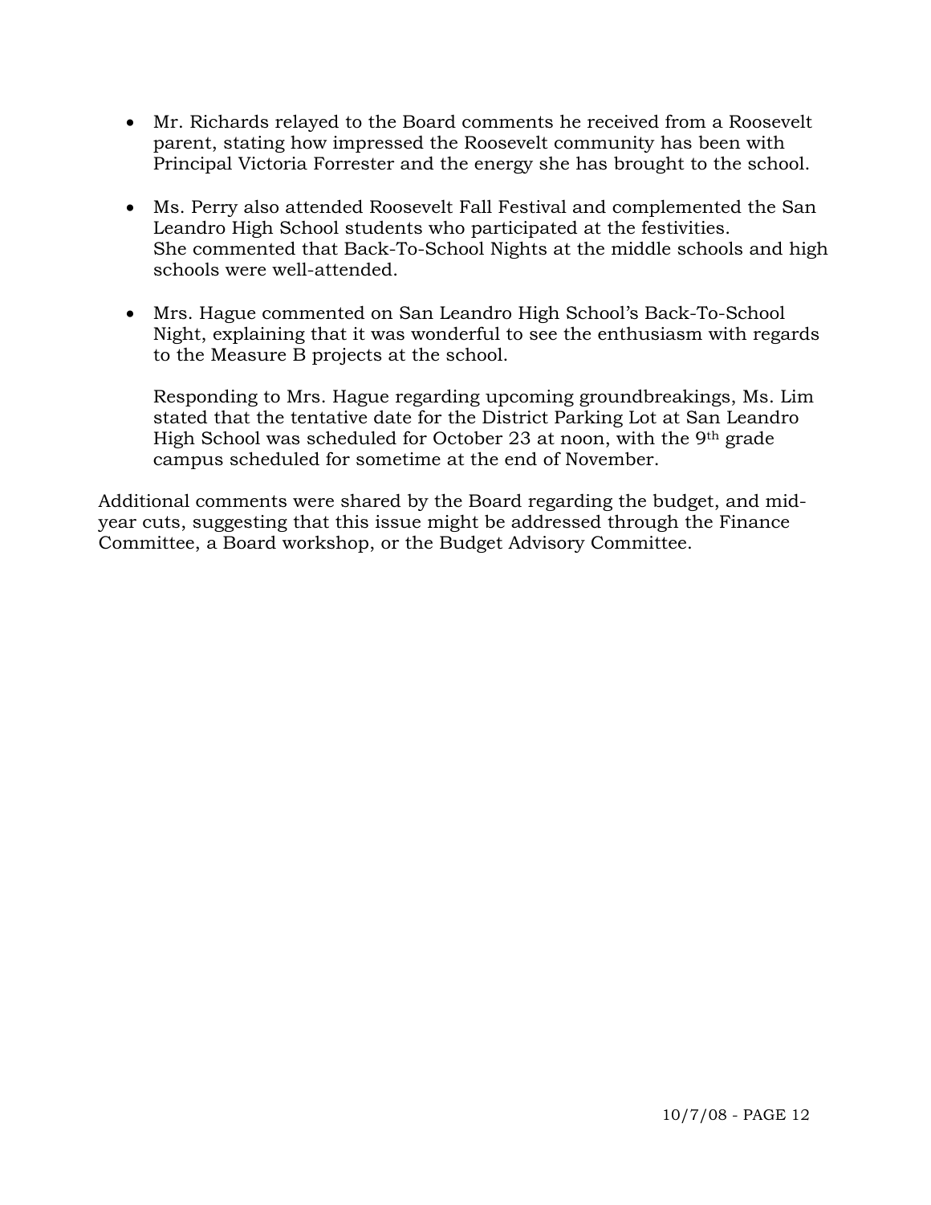- Mr. Richards relayed to the Board comments he received from a Roosevelt parent, stating how impressed the Roosevelt community has been with Principal Victoria Forrester and the energy she has brought to the school.

- Ms. Perry also attended Roosevelt Fall Festival and complemented the San Leandro High School students who participated at the festivities. She commented that Back-To-School Nights at the middle schools and high schools were well-attended.

- Mrs. Hague commented on San Leandro High School's Back-To-School Night, explaining that it was wonderful to see the enthusiasm with regards to the Measure B projects at the school.

  Responding to Mrs. Hague regarding upcoming groundbreakings, Ms. Lim stated that the tentative date for the District Parking Lot at San Leandro High School was scheduled for October 23 at noon, with the 9th grade campus scheduled for sometime at the end of November.

Additional comments were shared by the Board regarding the budget, and mid-year cuts, suggesting that this issue might be addressed through the Finance Committee, a Board workshop, or the Budget Advisory Committee.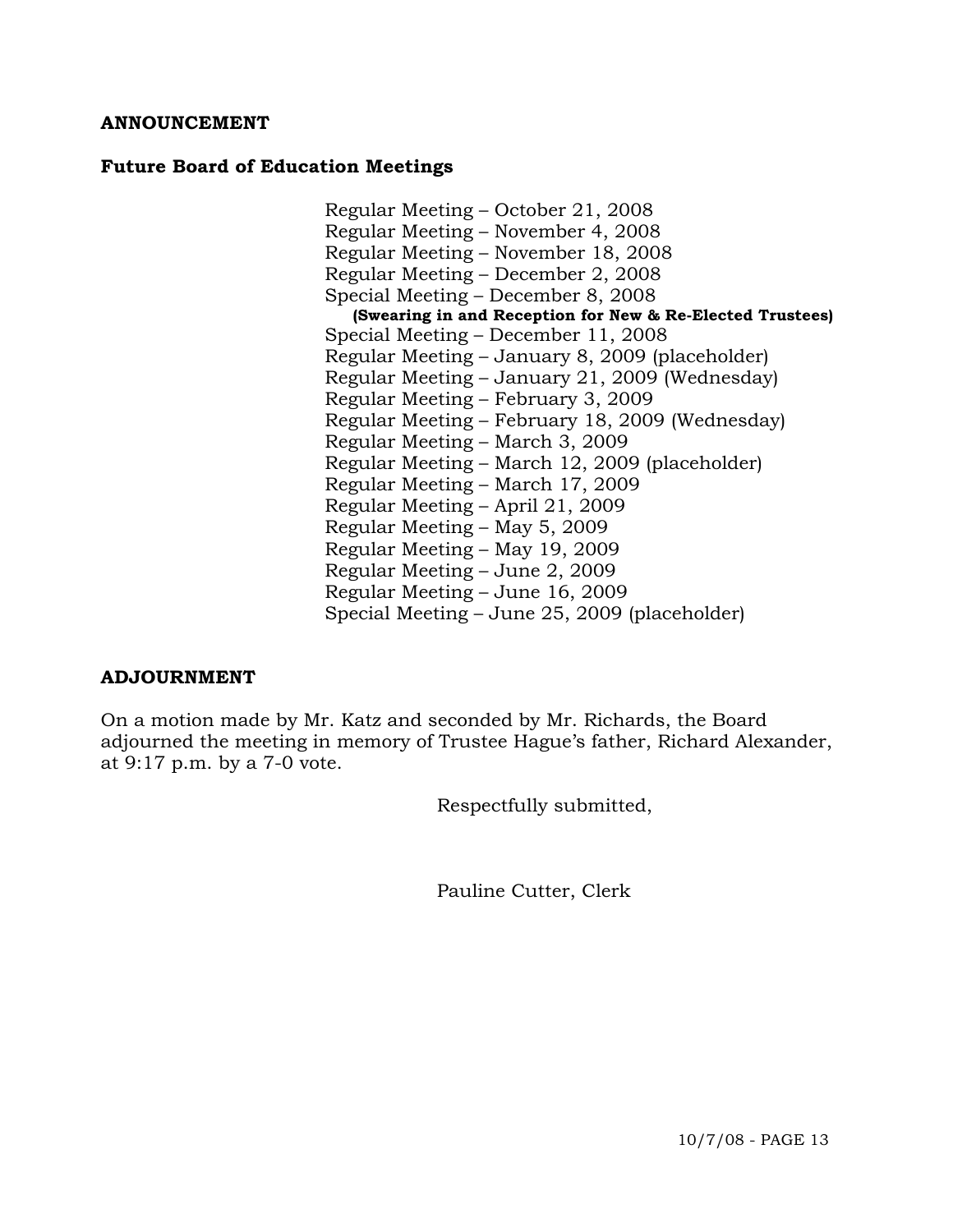**ANNOUNCEMENT**

**Future Board of Education Meetings**

Regular Meeting – October 21, 2008
Regular Meeting – November 4, 2008
Regular Meeting – November 18, 2008
Regular Meeting – December 2, 2008
Special Meeting – December 8, 2008
**(Swearing in and Reception for New & Re-Elected Trustees)**
Special Meeting – December 11, 2008
Regular Meeting – January 8, 2009 (placeholder)
Regular Meeting – January 21, 2009 (Wednesday)
Regular Meeting – February 3, 2009
Regular Meeting – February 18, 2009 (Wednesday)
Regular Meeting – March 3, 2009
Regular Meeting – March 12, 2009 (placeholder)
Regular Meeting – March 17, 2009
Regular Meeting – April 21, 2009
Regular Meeting – May 5, 2009
Regular Meeting – May 19, 2009
Regular Meeting – June 2, 2009
Regular Meeting – June 16, 2009
Special Meeting – June 25, 2009 (placeholder)

**ADJOURNMENT**

On a motion made by Mr. Katz and seconded by Mr. Richards, the Board adjourned the meeting in memory of Trustee Hague's father, Richard Alexander, at 9:17 p.m. by a 7-0 vote.

Respectfully submitted,

Pauline Cutter, Clerk